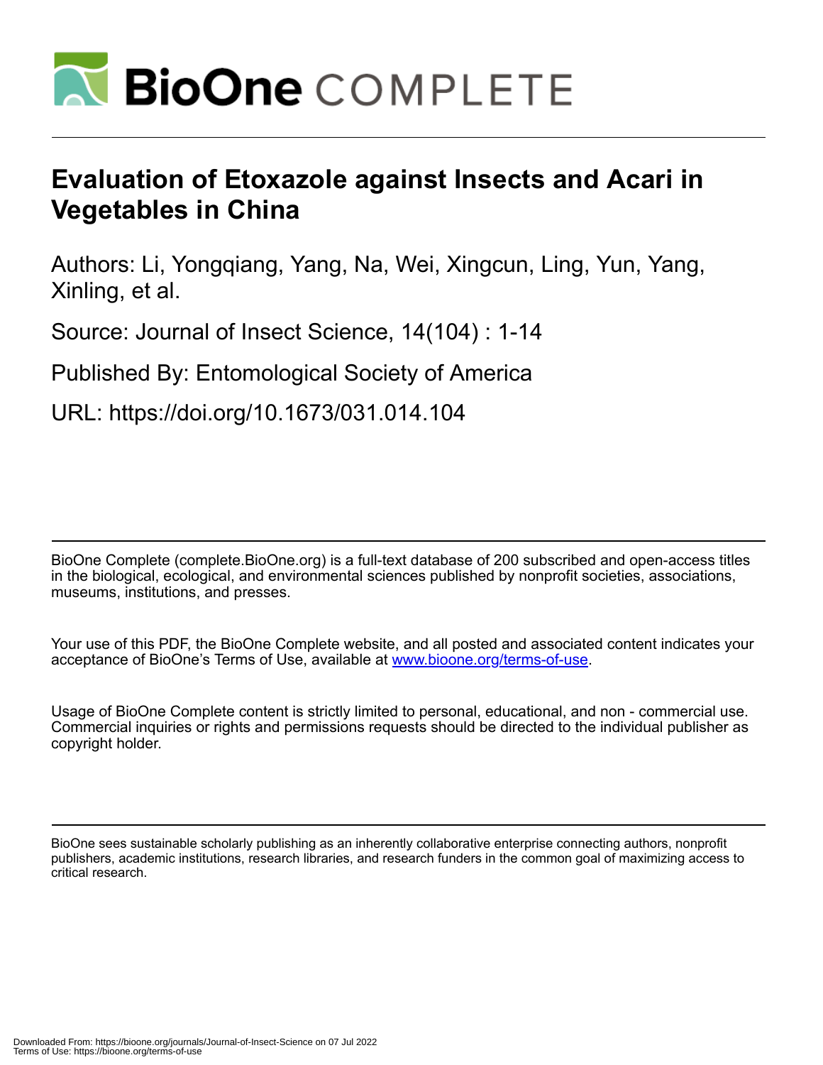# Evaluation of Etoxazole against Insects and Acari in Vegetables in China

Authors: Li, Yongqiang, Yang, Na, Wei, Xingcun, Ling, Yun, Yang, Xinling, et al.

Source: Journal of Insect Science, 14(104) : 1-14

Published By: Entomological Society of America

URL: https://doi.org/10.1673/031.014.104

BioOne Complete (complete.BioOne.org) is a full-text database of 200 subscribed and open-access titles in the biological, ecological, and environmental sciences published by nonprofit societies, associations, museums, institutions, and presses.

Your use of this PDF, the BioOne Complete website, and all posted and associated content indicates your acceptance of BioOne's Terms of Use, available at www.bioone.org/terms-of-use.

Usage of BioOne Complete content is strictly limited to personal, educational, and non - commercial use. Commercial inquiries or rights and permissions requests should be directed to the individual publisher as copyright holder.

BioOne sees sustainable scholarly publishing as an inherently collaborative enterprise connecting authors, nonprofit publishers, academic institutions, research libraries, and research funders in the common goal of maximizing access to critical research.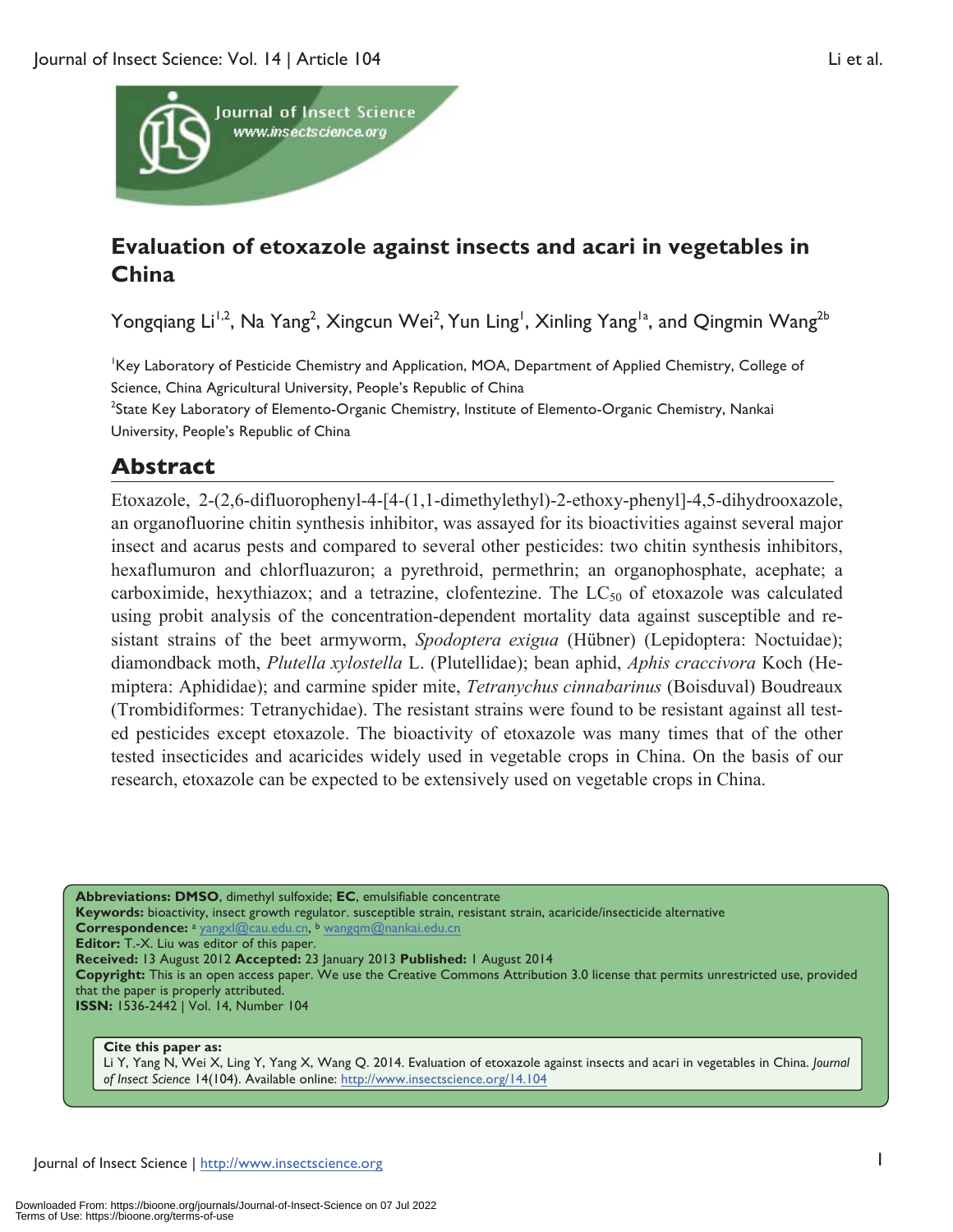# Evaluation of etoxazole against insects and acari in vegetables in China

Yongqiang Li[1,2], Na Yang[2], Xingcun Wei[2], Yun Ling[1], Xinling Yang[1a], and Qingmin Wang[2b]

[1]Key Laboratory of Pesticide Chemistry and Application, MOA, Department of Applied Chemistry, College of Science, China Agricultural University, People's Republic of China

[2]State Key Laboratory of Elemento-Organic Chemistry, Institute of Elemento-Organic Chemistry, Nankai University, People's Republic of China

## Abstract

Etoxazole, 2-(2,6-difluorophenyl-4-[4-(1,1-dimethylethyl)-2-ethoxy-phenyl]-4,5-dihydrooxazole, an organofluorine chitin synthesis inhibitor, was assayed for its bioactivities against several major insect and acarus pests and compared to several other pesticides: two chitin synthesis inhibitors, hexaflumuron and chlorfluazuron; a pyrethroid, permethrin; an organophosphate, acephate; a carboximide, hexythiazox; and a tetrazine, clofentezine. The $LC_{50}$ of etoxazole was calculated using probit analysis of the concentration-dependent mortality data against susceptible and resistant strains of the beet armyworm, *Spodoptera exigua* (Hübner) (Lepidoptera: Noctuidae); diamondback moth, *Plutella xylostella* L. (Plutellidae); bean aphid, *Aphis craccivora* Koch (Hemiptera: Aphididae); and carmine spider mite, *Tetranychus cinnabarinus* (Boisduval) Boudreaux (Trombidiformes: Tetranychidae). The resistant strains were found to be resistant against all tested pesticides except etoxazole. The bioactivity of etoxazole was many times that of the other tested insecticides and acaricides widely used in vegetable crops in China. On the basis of our research, etoxazole can be expected to be extensively used on vegetable crops in China.

**Abbreviations: DMSO**, dimethyl sulfoxide; **EC**, emulsifiable concentrate
**Keywords:** bioactivity, insect growth regulator. susceptible strain, resistant strain, acaricide/insecticide alternative
**Correspondence:** [a] yangxl@cau.edu.cn, [b] wangqm@nankai.edu.cn
**Editor:** T.-X. Liu was editor of this paper.
**Received:** 13 August 2012 **Accepted:** 23 January 2013 **Published:** 1 August 2014
**Copyright:** This is an open access paper. We use the Creative Commons Attribution 3.0 license that permits unrestricted use, provided that the paper is properly attributed.
**ISSN:** 1536-2442 | Vol. 14, Number 104

**Cite this paper as:**
Li Y, Yang N, Wei X, Ling Y, Yang X, Wang Q. 2014. Evaluation of etoxazole against insects and acari in vegetables in China. *Journal of Insect Science* 14(104). Available online: http://www.insectscience.org/14.104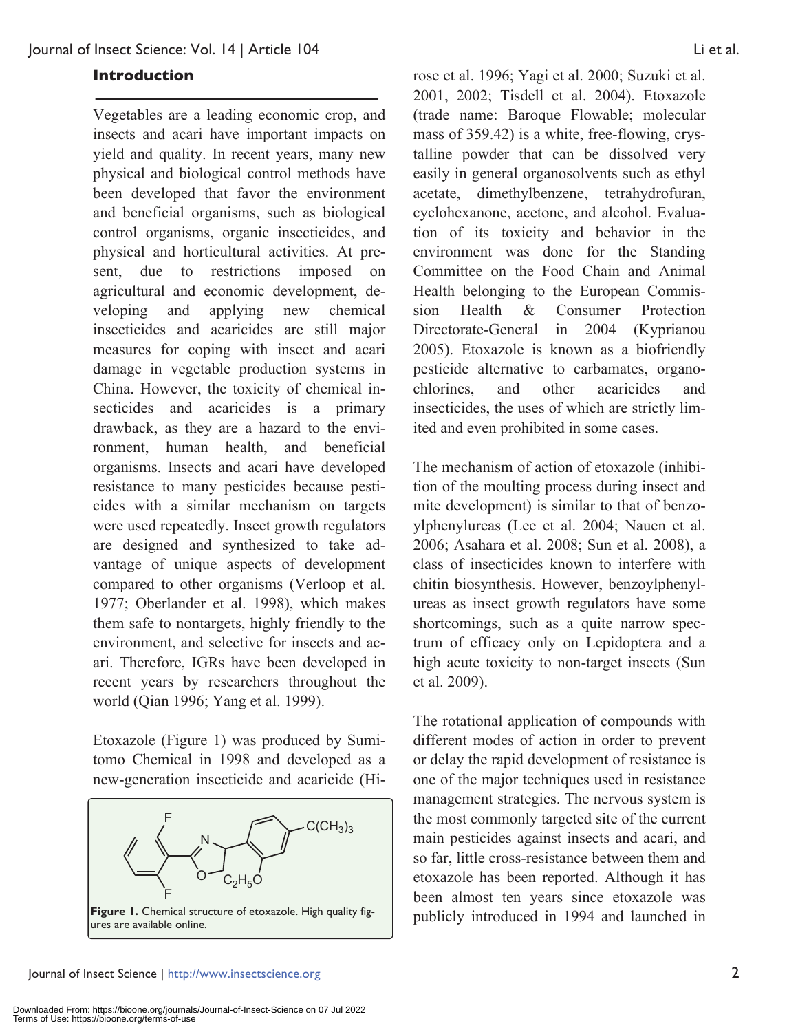## Introduction

Vegetables are a leading economic crop, and insects and acari have important impacts on yield and quality. In recent years, many new physical and biological control methods have been developed that favor the environment and beneficial organisms, such as biological control organisms, organic insecticides, and physical and horticultural activities. At present, due to restrictions imposed on agricultural and economic development, developing and applying new chemical insecticides and acaricides are still major measures for coping with insect and acari damage in vegetable production systems in China. However, the toxicity of chemical insecticides and acaricides is a primary drawback, as they are a hazard to the environment, human health, and beneficial organisms. Insects and acari have developed resistance to many pesticides because pesticides with a similar mechanism on targets were used repeatedly. Insect growth regulators are designed and synthesized to take advantage of unique aspects of development compared to other organisms (Verloop et al. 1977; Oberlander et al. 1998), which makes them safe to nontargets, highly friendly to the environment, and selective for insects and acari. Therefore, IGRs have been developed in recent years by researchers throughout the world (Qian 1996; Yang et al. 1999).

Etoxazole (Figure 1) was produced by Sumitomo Chemical in 1998 and developed as a new-generation insecticide and acaricide (Hirose et al. 1996; Yagi et al. 2000; Suzuki et al. 2001, 2002; Tisdell et al. 2004). Etoxazole (trade name: Baroque Flowable; molecular mass of 359.42) is a white, free-flowing, crystalline powder that can be dissolved very easily in general organosolvents such as ethyl acetate, dimethylbenzene, tetrahydrofuran, cyclohexanone, acetone, and alcohol. Evaluation of its toxicity and behavior in the environment was done for the Standing Committee on the Food Chain and Animal Health belonging to the European Commission Health & Consumer Protection Directorate-General in 2004 (Kyprianou 2005). Etoxazole is known as a biofriendly pesticide alternative to carbamates, organochlorines, and other acaricides and insecticides, the uses of which are strictly limited and even prohibited in some cases.

**Figure 1.** Chemical structure of etoxazole. High quality figures are available online.

The mechanism of action of etoxazole (inhibition of the moulting process during insect and mite development) is similar to that of benzoylphenylureas (Lee et al. 2004; Nauen et al. 2006; Asahara et al. 2008; Sun et al. 2008), a class of insecticides known to interfere with chitin biosynthesis. However, benzoylphenylureas as insect growth regulators have some shortcomings, such as a quite narrow spectrum of efficacy only on Lepidoptera and a high acute toxicity to non-target insects (Sun et al. 2009).

The rotational application of compounds with different modes of action in order to prevent or delay the rapid development of resistance is one of the major techniques used in resistance management strategies. The nervous system is the most commonly targeted site of the current main pesticides against insects and acari, and so far, little cross-resistance between them and etoxazole has been reported. Although it has been almost ten years since etoxazole was publicly introduced in 1994 and launched in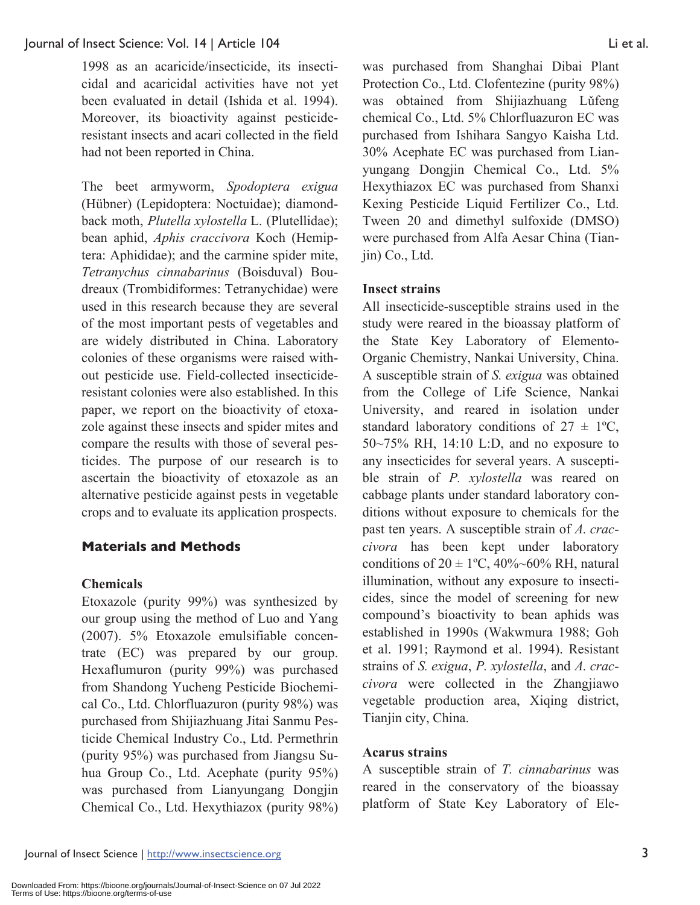1998 as an acaricide/insecticide, its insecticidal and acaricidal activities have not yet been evaluated in detail (Ishida et al. 1994). Moreover, its bioactivity against pesticide-resistant insects and acari collected in the field had not been reported in China.

The beet armyworm, *Spodoptera exigua* (Hübner) (Lepidoptera: Noctuidae); diamondback moth, *Plutella xylostella* L. (Plutellidae); bean aphid, *Aphis craccivora* Koch (Hemiptera: Aphididae); and the carmine spider mite, *Tetranychus cinnabarinus* (Boisduval) Boudreaux (Trombidiformes: Tetranychidae) were used in this research because they are several of the most important pests of vegetables and are widely distributed in China. Laboratory colonies of these organisms were raised without pesticide use. Field-collected insecticide-resistant colonies were also established. In this paper, we report on the bioactivity of etoxazole against these insects and spider mites and compare the results with those of several pesticides. The purpose of our research is to ascertain the bioactivity of etoxazole as an alternative pesticide against pests in vegetable crops and to evaluate its application prospects.

## Materials and Methods

### Chemicals

Etoxazole (purity 99%) was synthesized by our group using the method of Luo and Yang (2007). 5% Etoxazole emulsifiable concentrate (EC) was prepared by our group. Hexaflumuron (purity 99%) was purchased from Shandong Yucheng Pesticide Biochemical Co., Ltd. Chlorfluazuron (purity 98%) was purchased from Shijiazhuang Jitai Sanmu Pesticide Chemical Industry Co., Ltd. Permethrin (purity 95%) was purchased from Jiangsu Suhua Group Co., Ltd. Acephate (purity 95%) was purchased from Lianyungang Dongjin Chemical Co., Ltd. Hexythiazox (purity 98%) was purchased from Shanghai Dibai Plant Protection Co., Ltd. Clofentezine (purity 98%) was obtained from Shijiazhuang Lǔfeng chemical Co., Ltd. 5% Chlorfluazuron EC was purchased from Ishihara Sangyo Kaisha Ltd. 30% Acephate EC was purchased from Lianyungang Dongjin Chemical Co., Ltd. 5% Hexythiazox EC was purchased from Shanxi Kexing Pesticide Liquid Fertilizer Co., Ltd. Tween 20 and dimethyl sulfoxide (DMSO) were purchased from Alfa Aesar China (Tianjin) Co., Ltd.

### Insect strains

All insecticide-susceptible strains used in the study were reared in the bioassay platform of the State Key Laboratory of Elemento-Organic Chemistry, Nankai University, China. A susceptible strain of *S. exigua* was obtained from the College of Life Science, Nankai University, and reared in isolation under standard laboratory conditions of 27 ± 1ºC, 50~75% RH, 14:10 L:D, and no exposure to any insecticides for several years. A susceptible strain of *P. xylostella* was reared on cabbage plants under standard laboratory conditions without exposure to chemicals for the past ten years. A susceptible strain of *A. craccivora* has been kept under laboratory conditions of 20 ± 1ºC, 40%~60% RH, natural illumination, without any exposure to insecticides, since the model of screening for new compound's bioactivity to bean aphids was established in 1990s (Wakwmura 1988; Goh et al. 1991; Raymond et al. 1994). Resistant strains of *S. exigua*, *P. xylostella*, and *A. craccivora* were collected in the Zhangjiawo vegetable production area, Xiqing district, Tianjin city, China.

### Acarus strains

A susceptible strain of *T. cinnabarinus* was reared in the conservatory of the bioassay platform of State Key Laboratory of Ele-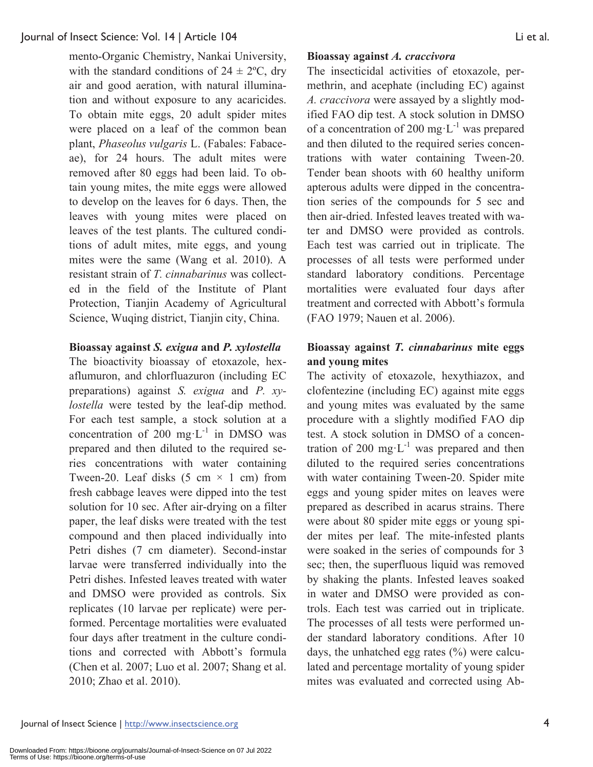mento-Organic Chemistry, Nankai University, with the standard conditions of 24 ± 2ºC, dry air and good aeration, with natural illumination and without exposure to any acaricides. To obtain mite eggs, 20 adult spider mites were placed on a leaf of the common bean plant, *Phaseolus vulgaris* L. (Fabales: Fabaceae), for 24 hours. The adult mites were removed after 80 eggs had been laid. To obtain young mites, the mite eggs were allowed to develop on the leaves for 6 days. Then, the leaves with young mites were placed on leaves of the test plants. The cultured conditions of adult mites, mite eggs, and young mites were the same (Wang et al. 2010). A resistant strain of *T. cinnabarinus* was collected in the field of the Institute of Plant Protection, Tianjin Academy of Agricultural Science, Wuqing district, Tianjin city, China.

**Bioassay against *S. exigua* and *P. xylostella***

The bioactivity bioassay of etoxazole, hexaflumuron, and chlorfluazuron (including EC preparations) against *S. exigua* and *P. xylostella* were tested by the leaf-dip method. For each test sample, a stock solution at a concentration of 200 mg·L$^{-1}$ in DMSO was prepared and then diluted to the required series concentrations with water containing Tween-20. Leaf disks (5 cm × 1 cm) from fresh cabbage leaves were dipped into the test solution for 10 sec. After air-drying on a filter paper, the leaf disks were treated with the test compound and then placed individually into Petri dishes (7 cm diameter). Second-instar larvae were transferred individually into the Petri dishes. Infested leaves treated with water and DMSO were provided as controls. Six replicates (10 larvae per replicate) were performed. Percentage mortalities were evaluated four days after treatment in the culture conditions and corrected with Abbott's formula (Chen et al. 2007; Luo et al. 2007; Shang et al. 2010; Zhao et al. 2010).

**Bioassay against *A. craccivora***

The insecticidal activities of etoxazole, permethrin, and acephate (including EC) against *A. craccivora* were assayed by a slightly modified FAO dip test. A stock solution in DMSO of a concentration of 200 mg·L$^{-1}$ was prepared and then diluted to the required series concentrations with water containing Tween-20. Tender bean shoots with 60 healthy uniform apterous adults were dipped in the concentration series of the compounds for 5 sec and then air-dried. Infested leaves treated with water and DMSO were provided as controls. Each test was carried out in triplicate. The processes of all tests were performed under standard laboratory conditions. Percentage mortalities were evaluated four days after treatment and corrected with Abbott's formula (FAO 1979; Nauen et al. 2006).

**Bioassay against *T. cinnabarinus* mite eggs and young mites**

The activity of etoxazole, hexythiazox, and clofentezine (including EC) against mite eggs and young mites was evaluated by the same procedure with a slightly modified FAO dip test. A stock solution in DMSO of a concentration of 200 mg·L$^{-1}$ was prepared and then diluted to the required series concentrations with water containing Tween-20. Spider mite eggs and young spider mites on leaves were prepared as described in acarus strains. There were about 80 spider mite eggs or young spider mites per leaf. The mite-infested plants were soaked in the series of compounds for 3 sec; then, the superfluous liquid was removed by shaking the plants. Infested leaves soaked in water and DMSO were provided as controls. Each test was carried out in triplicate. The processes of all tests were performed under standard laboratory conditions. After 10 days, the unhatched egg rates (%) were calculated and percentage mortality of young spider mites was evaluated and corrected using Ab-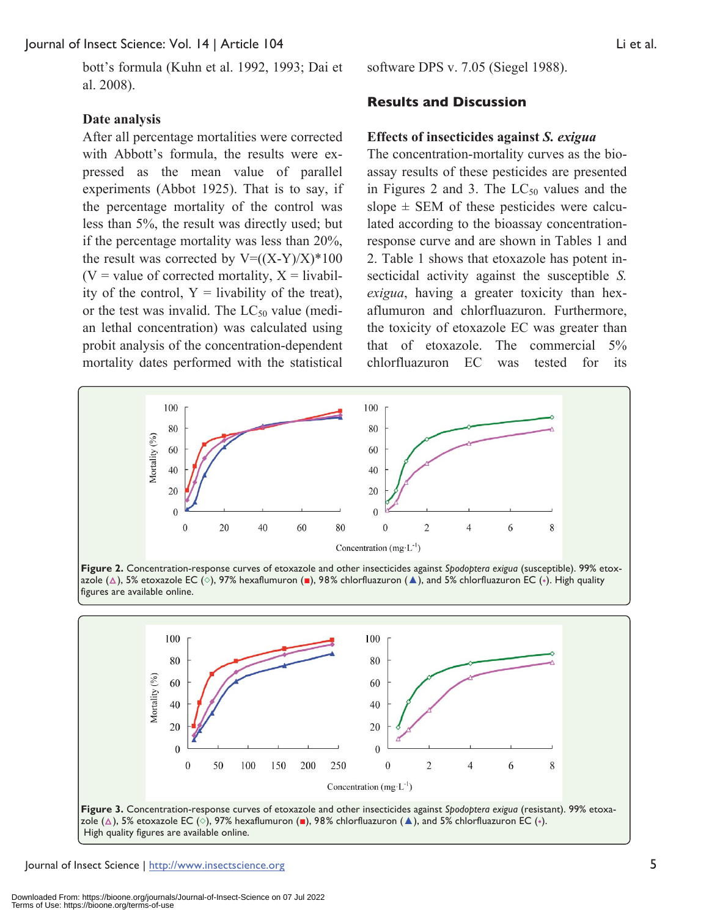bott's formula (Kuhn et al. 1992, 1993; Dai et al. 2008).

### Date analysis

After all percentage mortalities were corrected with Abbott's formula, the results were expressed as the mean value of parallel experiments (Abbot 1925). That is to say, if the percentage mortality of the control was less than 5%, the result was directly used; but if the percentage mortality was less than 20%, the result was corrected by V=((X-Y)/X)*100 (V = value of corrected mortality, X = livability of the control, Y = livability of the treat), or the test was invalid. The $LC_{50}$ value (median lethal concentration) was calculated using probit analysis of the concentration-dependent mortality dates performed with the statistical software DPS v. 7.05 (Siegel 1988).

## Results and Discussion

### Effects of insecticides against *S. exigua*

The concentration-mortality curves as the bioassay results of these pesticides are presented in Figures 2 and 3. The $LC_{50}$ values and the slope ± SEM of these pesticides were calculated according to the bioassay concentration-response curve and are shown in Tables 1 and 2. Table 1 shows that etoxazole has potent insecticidal activity against the susceptible *S. exigua*, having a greater toxicity than hexaflumuron and chlorfluazuron. Furthermore, the toxicity of etoxazole EC was greater than that of etoxazole. The commercial 5% chlorfluazuron EC was tested for its

**Figure 2.** Concentration-response curves of etoxazole and other insecticides against *Spodoptera exigua* (susceptible). 99% etoxazole (△), 5% etoxazole EC (◇), 97% hexaflumuron (■), 98% chlorfluazuron (▲), and 5% chlorfluazuron EC (•). High quality figures are available online.

**Figure 3.** Concentration-response curves of etoxazole and other insecticides against *Spodoptera exigua* (resistant). 99% etoxazole (△), 5% etoxazole EC (◇), 97% hexaflumuron (■), 98% chlorfluazuron (▲), and 5% chlorfluazuron EC (•). High quality figures are available online.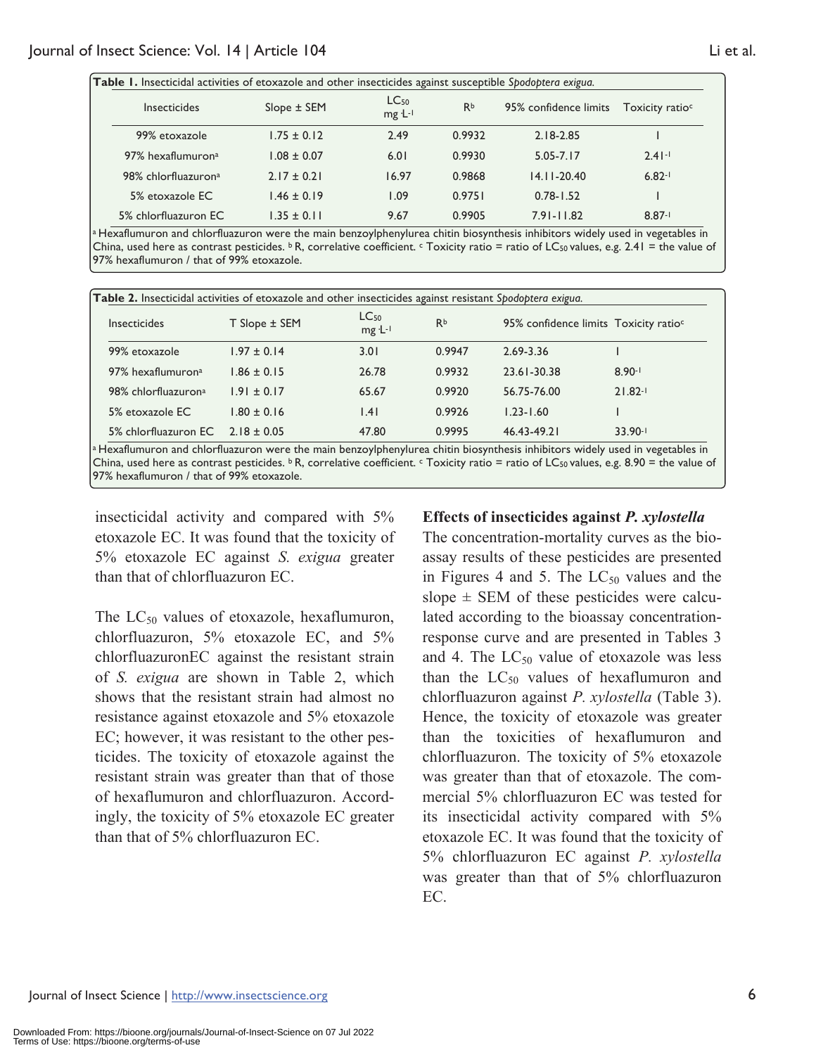**Table 1.** Insecticidal activities of etoxazole and other insecticides against susceptible *Spodoptera exigua.*

| Insecticides | Slope ± SEM | $LC_{50}$ mg ·L$^{-1}$ | R[b] | 95% confidence limits | Toxicity ratio[c] |
|---|---|---|---|---|---|
| 99% etoxazole | 1.75 ± 0.12 | 2.49 | 0.9932 | 2.18-2.85 | 1 |
| 97% hexaflumuron[a] | 1.08 ± 0.07 | 6.01 | 0.9930 | 5.05-7.17 | $2.41^{-1}$ |
| 98% chlorfluazuron[a] | 2.17 ± 0.21 | 16.97 | 0.9868 | 14.11-20.40 | $6.82^{-1}$ |
| 5% etoxazole EC | 1.46 ± 0.19 | 1.09 | 0.9751 | 0.78-1.52 | 1 |
| 5% chlorfluazuron EC | 1.35 ± 0.11 | 9.67 | 0.9905 | 7.91-11.82 | $8.87^{-1}$ |

[a] Hexaflumuron and chlorfluazuron were the main benzoylphenylurea chitin biosynthesis inhibitors widely used in vegetables in China, used here as contrast pesticides. [b] R, correlative coefficient. [c] Toxicity ratio = ratio of $LC_{50}$ values, e.g. 2.41 = the value of 97% hexaflumuron / that of 99% etoxazole.

**Table 2.** Insecticidal activities of etoxazole and other insecticides against resistant *Spodoptera exigua.*

| Insecticides | T Slope ± SEM | $LC_{50}$ mg ·L$^{-1}$ | R[b] | 95% confidence limits | Toxicity ratio[c] |
|---|---|---|---|---|---|
| 99% etoxazole | 1.97 ± 0.14 | 3.01 | 0.9947 | 2.69-3.36 | 1 |
| 97% hexaflumuron[a] | 1.86 ± 0.15 | 26.78 | 0.9932 | 23.61-30.38 | $8.90^{-1}$ |
| 98% chlorfluazuron[a] | 1.91 ± 0.17 | 65.67 | 0.9920 | 56.75-76.00 | $21.82^{-1}$ |
| 5% etoxazole EC | 1.80 ± 0.16 | 1.41 | 0.9926 | 1.23-1.60 | 1 |
| 5% chlorfluazuron EC | 2.18 ± 0.05 | 47.80 | 0.9995 | 46.43-49.21 | $33.90^{-1}$ |

[a] Hexaflumuron and chlorfluazuron were the main benzoylphenylurea chitin biosynthesis inhibitors widely used in vegetables in China, used here as contrast pesticides. [b] R, correlative coefficient. [c] Toxicity ratio = ratio of $LC_{50}$ values, e.g. 8.90 = the value of 97% hexaflumuron / that of 99% etoxazole.

insecticidal activity and compared with 5% etoxazole EC. It was found that the toxicity of 5% etoxazole EC against *S. exigua* greater than that of chlorfluazuron EC.

The $LC_{50}$ values of etoxazole, hexaflumuron, chlorfluazuron, 5% etoxazole EC, and 5% chlorfluazuronEC against the resistant strain of *S. exigua* are shown in Table 2, which shows that the resistant strain had almost no resistance against etoxazole and 5% etoxazole EC; however, it was resistant to the other pesticides. The toxicity of etoxazole against the resistant strain was greater than that of those of hexaflumuron and chlorfluazuron. Accordingly, the toxicity of 5% etoxazole EC greater than that of 5% chlorfluazuron EC.

**Effects of insecticides against *P. xylostella***

The concentration-mortality curves as the bioassay results of these pesticides are presented in Figures 4 and 5. The $LC_{50}$ values and the slope ± SEM of these pesticides were calculated according to the bioassay concentration-response curve and are presented in Tables 3 and 4. The $LC_{50}$ value of etoxazole was less than the $LC_{50}$ values of hexaflumuron and chlorfluazuron against *P. xylostella* (Table 3). Hence, the toxicity of etoxazole was greater than the toxicities of hexaflumuron and chlorfluazuron. The toxicity of 5% etoxazole was greater than that of etoxazole. The commercial 5% chlorfluazuron EC was tested for its insecticidal activity compared with 5% etoxazole EC. It was found that the toxicity of 5% chlorfluazuron EC against *P. xylostella* was greater than that of 5% chlorfluazuron EC.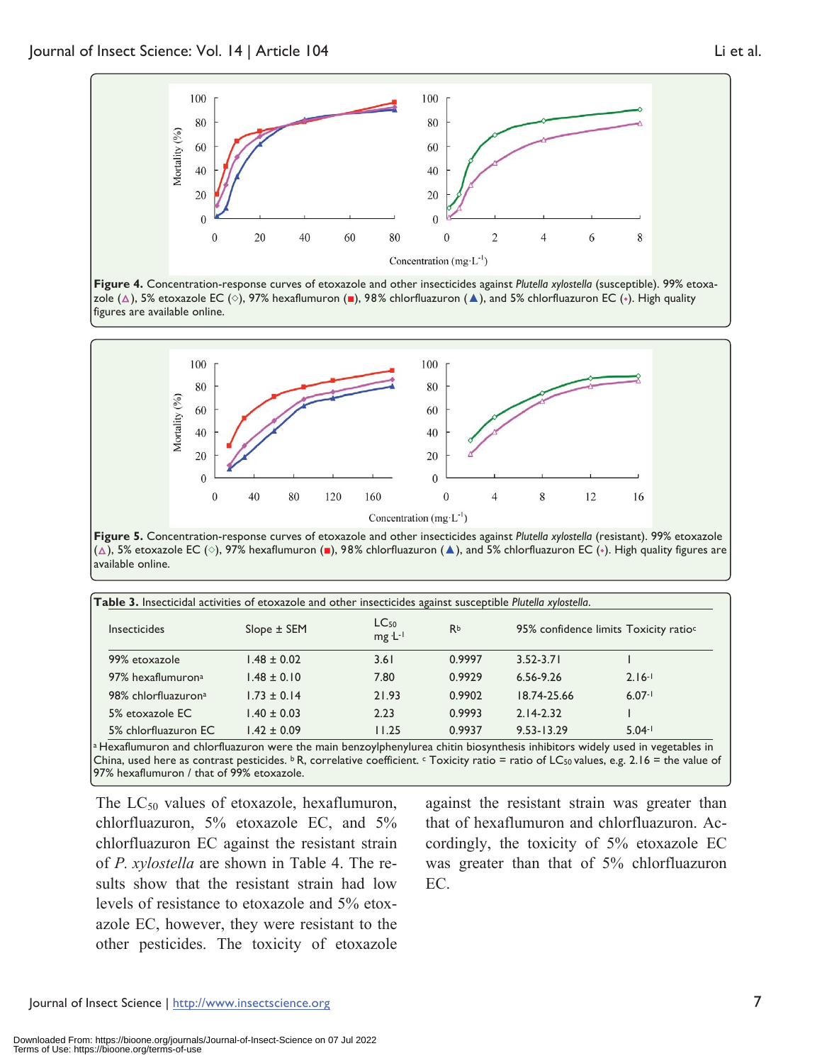Figure 4. Concentration-response curves of etoxazole and other insecticides against *Plutella xylostella* (susceptible). 99% etoxazole (△), 5% etoxazole EC (◇), 97% hexaflumuron (■), 98% chlorfluazuron (▲), and 5% chlorfluazuron EC (•). High quality figures are available online.

Figure 5. Concentration-response curves of etoxazole and other insecticides against *Plutella xylostella* (resistant). 99% etoxazole (△), 5% etoxazole EC (◇), 97% hexaflumuron (■), 98% chlorfluazuron (▲), and 5% chlorfluazuron EC (•). High quality figures are available online.

**Table 3.** Insecticidal activities of etoxazole and other insecticides against susceptible *Plutella xylostella*.

| Insecticides | Slope ± SEM | $LC_{50}$ mg·L$^{-1}$ | R[b] | 95% confidence limits | Toxicity ratio[c] |
|---|---|---|---|---|---|
| 99% etoxazole | 1.48 ± 0.02 | 3.61 | 0.9997 | 3.52-3.71 | 1 |
| 97% hexaflumuron[a] | 1.48 ± 0.10 | 7.80 | 0.9929 | 6.56-9.26 | $2.16^{-1}$ |
| 98% chlorfluazuron[a] | 1.73 ± 0.14 | 21.93 | 0.9902 | 18.74-25.66 | $6.07^{-1}$ |
| 5% etoxazole EC | 1.40 ± 0.03 | 2.23 | 0.9993 | 2.14-2.32 | 1 |
| 5% chlorfluazuron EC | 1.42 ± 0.09 | 11.25 | 0.9937 | 9.53-13.29 | $5.04^{-1}$ |

[a] Hexaflumuron and chlorfluazuron were the main benzoylphenylurea chitin biosynthesis inhibitors widely used in vegetables in China, used here as contrast pesticides. [b] R, correlative coefficient. [c] Toxicity ratio = ratio of $LC_{50}$ values, e.g. 2.16 = the value of 97% hexaflumuron / that of 99% etoxazole.

The $LC_{50}$ values of etoxazole, hexaflumuron, chlorfluazuron, 5% etoxazole EC, and 5% chlorfluazuron EC against the resistant strain of *P. xylostella* are shown in Table 4. The results show that the resistant strain had low levels of resistance to etoxazole and 5% etoxazole EC, however, they were resistant to the other pesticides. The toxicity of etoxazole against the resistant strain was greater than that of hexaflumuron and chlorfluazuron. Accordingly, the toxicity of 5% etoxazole EC was greater than that of 5% chlorfluazuron EC.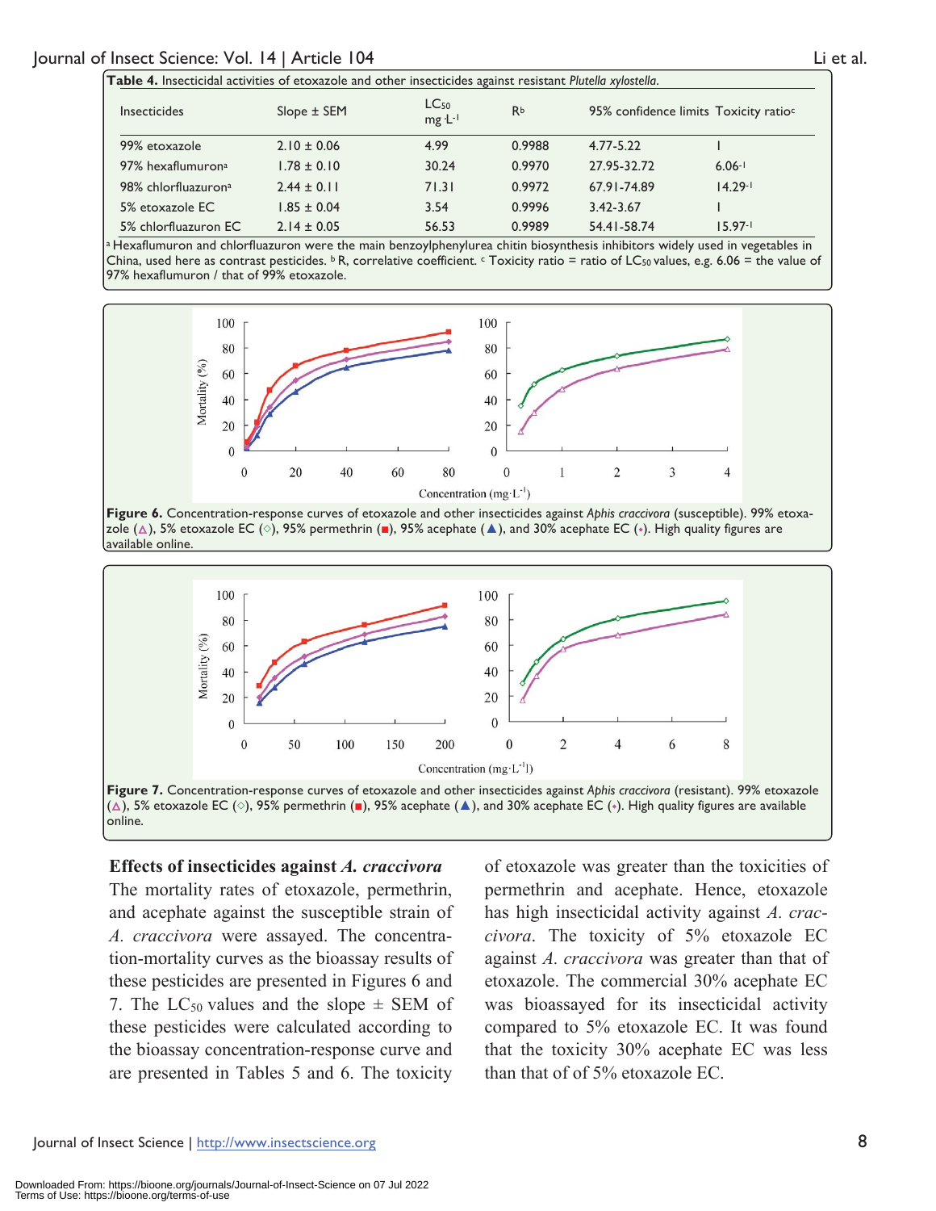**Table 4.** Insecticidal activities of etoxazole and other insecticides against resistant *Plutella xylostella*.

| Insecticides | Slope ± SEM | $LC_{50}$ mg·$L^{-1}$ | R[b] | 95% confidence limits | Toxicity ratio[c] |
|---|---|---|---|---|---|
| 99% etoxazole | 2.10 ± 0.06 | 4.99 | 0.9988 | 4.77-5.22 | 1 |
| 97% hexaflumuron[a] | 1.78 ± 0.10 | 30.24 | 0.9970 | 27.95-32.72 | $6.06^{-1}$ |
| 98% chlorfluazuron[a] | 2.44 ± 0.11 | 71.31 | 0.9972 | 67.91-74.89 | $14.29^{-1}$ |
| 5% etoxazole EC | 1.85 ± 0.04 | 3.54 | 0.9996 | 3.42-3.67 | 1 |
| 5% chlorfluazuron EC | 2.14 ± 0.05 | 56.53 | 0.9989 | 54.41-58.74 | $15.97^{-1}$ |

[a] Hexaflumuron and chlorfluazuron were the main benzoylphenylurea chitin biosynthesis inhibitors widely used in vegetables in China, used here as contrast pesticides. [b] R, correlative coefficient. [c] Toxicity ratio = ratio of $LC_{50}$ values, e.g. 6.06 = the value of 97% hexaflumuron / that of 99% etoxazole.

**Figure 6.** Concentration-response curves of etoxazole and other insecticides against *Aphis craccivora* (susceptible). 99% etoxazole (△), 5% etoxazole EC (◇), 95% permethrin (■), 95% acephate (▲), and 30% acephate EC (♦). High quality figures are available online.

**Figure 7.** Concentration-response curves of etoxazole and other insecticides against *Aphis craccivora* (resistant). 99% etoxazole (△), 5% etoxazole EC (◇), 95% permethrin (■), 95% acephate (▲), and 30% acephate EC (♦). High quality figures are available online.

**Effects of insecticides against *A. craccivora***

The mortality rates of etoxazole, permethrin, and acephate against the susceptible strain of *A. craccivora* were assayed. The concentration-mortality curves as the bioassay results of these pesticides are presented in Figures 6 and 7. The $LC_{50}$ values and the slope ± SEM of these pesticides were calculated according to the bioassay concentration-response curve and are presented in Tables 5 and 6. The toxicity of etoxazole was greater than the toxicities of permethrin and acephate. Hence, etoxazole has high insecticidal activity against *A. craccivora*. The toxicity of 5% etoxazole EC against *A. craccivora* was greater than that of etoxazole. The commercial 30% acephate EC was bioassayed for its insecticidal activity compared to 5% etoxazole EC. It was found that the toxicity 30% acephate EC was less than that of of 5% etoxazole EC.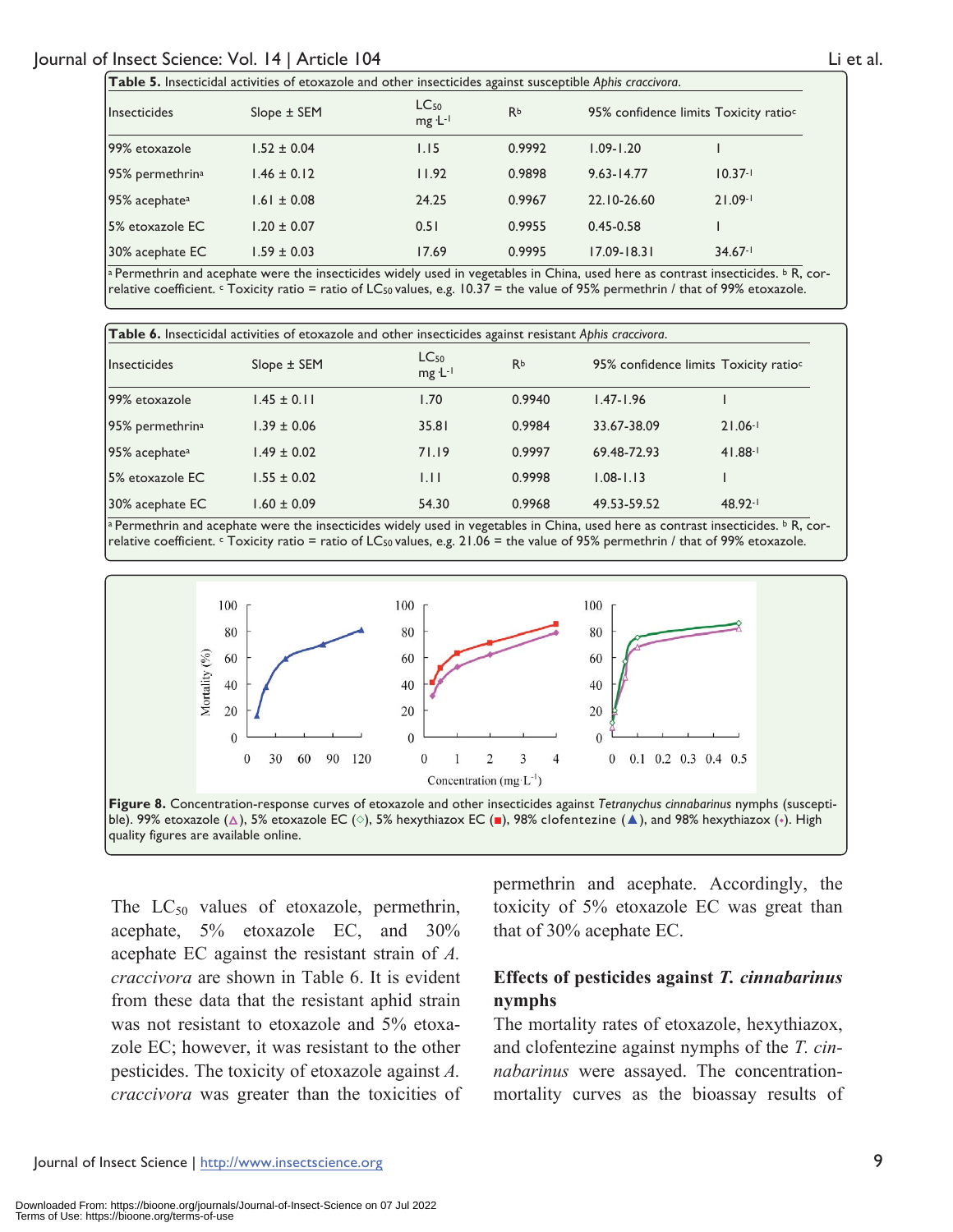**Table 5.** Insecticidal activities of etoxazole and other insecticides against susceptible *Aphis craccivora*.

| Insecticides | Slope ± SEM | $LC_{50}$ $mg \cdot L^{-1}$ | R[b] | 95% confidence limits | Toxicity ratio[c] |
|---|---|---|---|---|---|
| 99% etoxazole | 1.52 ± 0.04 | 1.15 | 0.9992 | 1.09-1.20 | 1 |
| 95% permethrin[a] | 1.46 ± 0.12 | 11.92 | 0.9898 | 9.63-14.77 | $10.37^{-1}$ |
| 95% acephate[a] | 1.61 ± 0.08 | 24.25 | 0.9967 | 22.10-26.60 | $21.09^{-1}$ |
| 5% etoxazole EC | 1.20 ± 0.07 | 0.51 | 0.9955 | 0.45-0.58 | 1 |
| 30% acephate EC | 1.59 ± 0.03 | 17.69 | 0.9995 | 17.09-18.31 | $34.67^{-1}$ |

[a] Permethrin and acephate were the insecticides widely used in vegetables in China, used here as contrast insecticides. [b] R, correlative coefficient. [c] Toxicity ratio = ratio of $LC_{50}$ values, e.g. 10.37 = the value of 95% permethrin / that of 99% etoxazole.

**Table 6.** Insecticidal activities of etoxazole and other insecticides against resistant *Aphis craccivora*.

| Insecticides | Slope ± SEM | $LC_{50}$ $mg \cdot L^{-1}$ | R[b] | 95% confidence limits | Toxicity ratio[c] |
|---|---|---|---|---|---|
| 99% etoxazole | 1.45 ± 0.11 | 1.70 | 0.9940 | 1.47-1.96 | 1 |
| 95% permethrin[a] | 1.39 ± 0.06 | 35.81 | 0.9984 | 33.67-38.09 | $21.06^{-1}$ |
| 95% acephate[a] | 1.49 ± 0.02 | 71.19 | 0.9997 | 69.48-72.93 | $41.88^{-1}$ |
| 5% etoxazole EC | 1.55 ± 0.02 | 1.11 | 0.9998 | 1.08-1.13 | 1 |
| 30% acephate EC | 1.60 ± 0.09 | 54.30 | 0.9968 | 49.53-59.52 | $48.92^{-1}$ |

[a] Permethrin and acephate were the insecticides widely used in vegetables in China, used here as contrast insecticides. [b] R, correlative coefficient. [c] Toxicity ratio = ratio of $LC_{50}$ values, e.g. 21.06 = the value of 95% permethrin / that of 99% etoxazole.

**Figure 8.** Concentration-response curves of etoxazole and other insecticides against *Tetranychus cinnabarinus* nymphs (susceptible). 99% etoxazole (△), 5% etoxazole EC (◇), 5% hexythiazox EC (■), 98% clofentezine (▲), and 98% hexythiazox (•). High quality figures are available online.

The $LC_{50}$ values of etoxazole, permethrin, acephate, 5% etoxazole EC, and 30% acephate EC against the resistant strain of *A. craccivora* are shown in Table 6. It is evident from these data that the resistant aphid strain was not resistant to etoxazole and 5% etoxazole EC; however, it was resistant to the other pesticides. The toxicity of etoxazole against *A. craccivora* was greater than the toxicities of permethrin and acephate. Accordingly, the toxicity of 5% etoxazole EC was great than that of 30% acephate EC.

### Effects of pesticides against *T. cinnabarinus* nymphs

The mortality rates of etoxazole, hexythiazox, and clofentezine against nymphs of the *T. cinnabarinus* were assayed. The concentration-mortality curves as the bioassay results of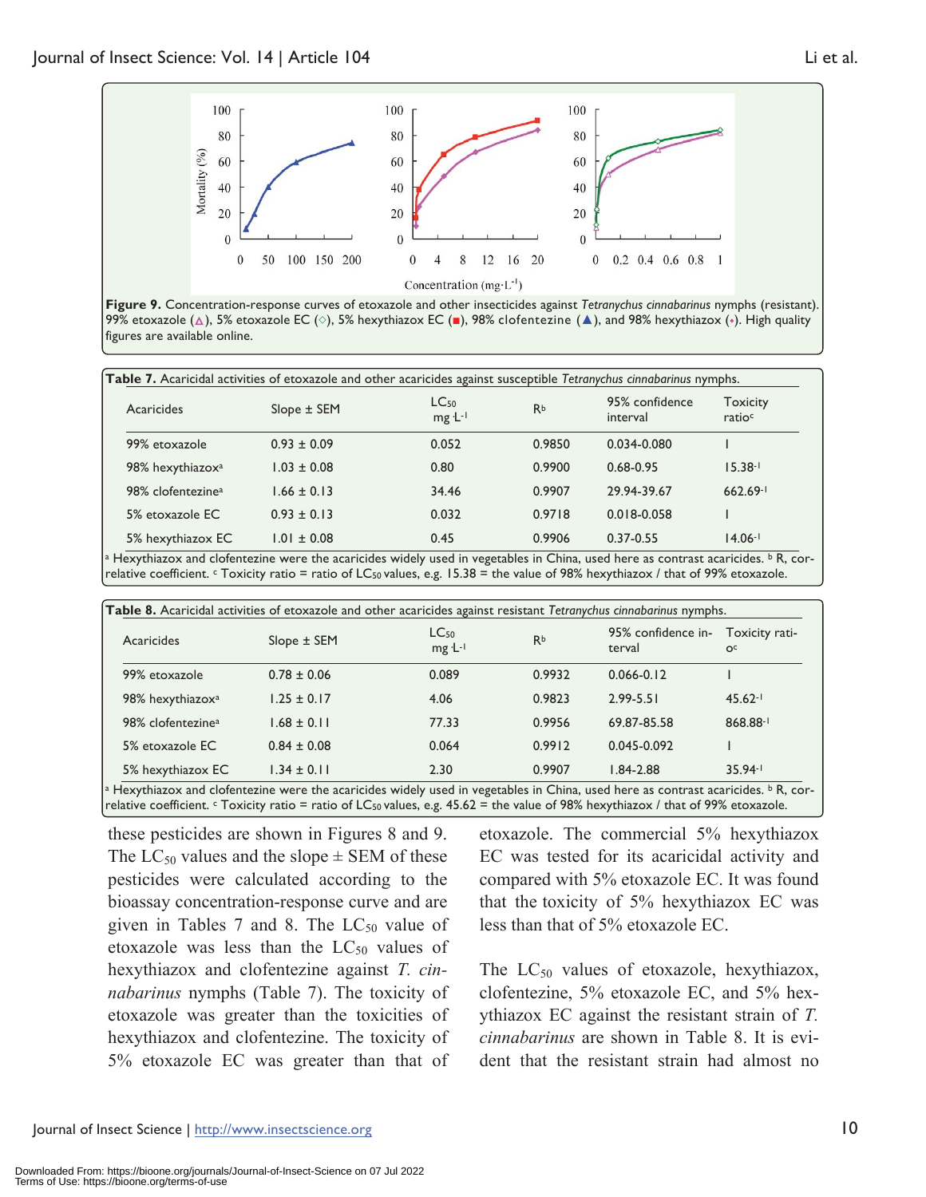Figure 9. Concentration-response curves of etoxazole and other insecticides against *Tetranychus cinnabarinus* nymphs (resistant). 99% etoxazole (△), 5% etoxazole EC (◇), 5% hexythiazox EC (■), 98% clofentezine (▲), and 98% hexythiazox (◆). High quality figures are available online.

**Table 7.** Acaricidal activities of etoxazole and other acaricides against susceptible *Tetranychus cinnabarinus* nymphs.

| Acaricides | Slope ± SEM | $LC_{50}$ mg·$L^{-1}$ | R[b] | 95% confidence interval | Toxicity ratio[c] |
|---|---|---|---|---|---|
| 99% etoxazole | 0.93 ± 0.09 | 0.052 | 0.9850 | 0.034-0.080 | 1 |
| 98% hexythiazox[a] | 1.03 ± 0.08 | 0.80 | 0.9900 | 0.68-0.95 | $15.38^{-1}$ |
| 98% clofentezine[a] | 1.66 ± 0.13 | 34.46 | 0.9907 | 29.94-39.67 | $662.69^{-1}$ |
| 5% etoxazole EC | 0.93 ± 0.13 | 0.032 | 0.9718 | 0.018-0.058 | 1 |
| 5% hexythiazox EC | 1.01 ± 0.08 | 0.45 | 0.9906 | 0.37-0.55 | $14.06^{-1}$ |

[a] Hexythiazox and clofentezine were the acaricides widely used in vegetables in China, used here as contrast acaricides. [b] R, correlative coefficient. [c] Toxicity ratio = ratio of $LC_{50}$ values, e.g. 15.38 = the value of 98% hexythiazox / that of 99% etoxazole.

**Table 8.** Acaricidal activities of etoxazole and other acaricides against resistant *Tetranychus cinnabarinus* nymphs.

| Acaricides | Slope ± SEM | $LC_{50}$ mg·$L^{-1}$ | R[b] | 95% confidence interval | Toxicity ratio[c] |
|---|---|---|---|---|---|
| 99% etoxazole | 0.78 ± 0.06 | 0.089 | 0.9932 | 0.066-0.12 | 1 |
| 98% hexythiazox[a] | 1.25 ± 0.17 | 4.06 | 0.9823 | 2.99-5.51 | $45.62^{-1}$ |
| 98% clofentezine[a] | 1.68 ± 0.11 | 77.33 | 0.9956 | 69.87-85.58 | $868.88^{-1}$ |
| 5% etoxazole EC | 0.84 ± 0.08 | 0.064 | 0.9912 | 0.045-0.092 | 1 |
| 5% hexythiazox EC | 1.34 ± 0.11 | 2.30 | 0.9907 | 1.84-2.88 | $35.94^{-1}$ |

[a] Hexythiazox and clofentezine were the acaricides widely used in vegetables in China, used here as contrast acaricides. [b] R, correlative coefficient. [c] Toxicity ratio = ratio of $LC_{50}$ values, e.g. 45.62 = the value of 98% hexythiazox / that of 99% etoxazole.

these pesticides are shown in Figures 8 and 9. The $LC_{50}$ values and the slope ± SEM of these pesticides were calculated according to the bioassay concentration-response curve and are given in Tables 7 and 8. The $LC_{50}$ value of etoxazole was less than the $LC_{50}$ values of hexythiazox and clofentezine against *T. cinnabarinus* nymphs (Table 7). The toxicity of etoxazole was greater than the toxicities of hexythiazox and clofentezine. The toxicity of 5% etoxazole EC was greater than that of etoxazole. The commercial 5% hexythiazox EC was tested for its acaricidal activity and compared with 5% etoxazole EC. It was found that the toxicity of 5% hexythiazox EC was less than that of 5% etoxazole EC.

The $LC_{50}$ values of etoxazole, hexythiazox, clofentezine, 5% etoxazole EC, and 5% hexythiazox EC against the resistant strain of *T. cinnabarinus* are shown in Table 8. It is evident that the resistant strain had almost no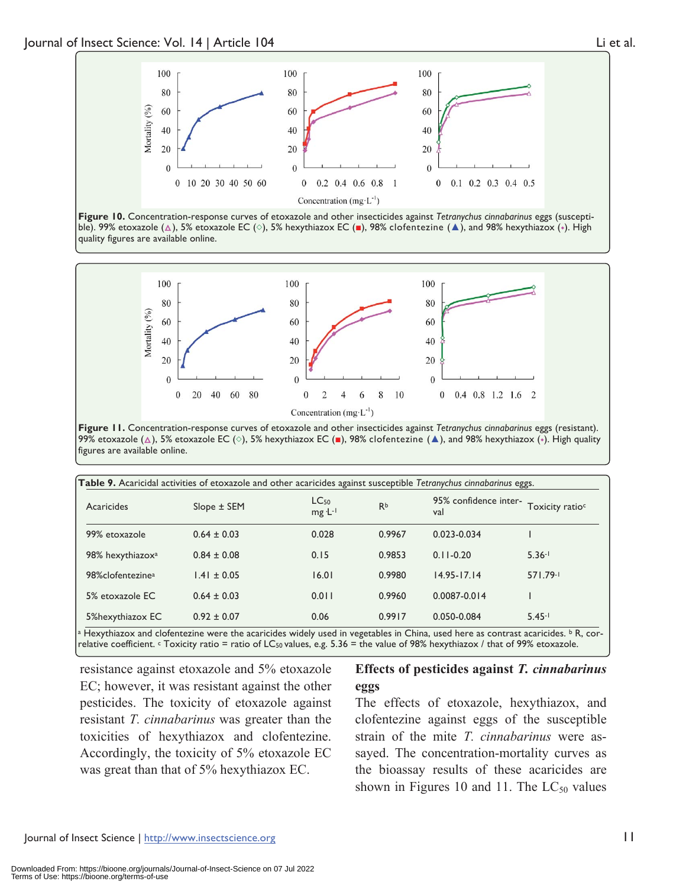Figure 10. Concentration-response curves of etoxazole and other insecticides against *Tetranychus cinnabarinus* eggs (susceptible). 99% etoxazole (△), 5% etoxazole EC (◇), 5% hexythiazox EC (■), 98% clofentezine (▲), and 98% hexythiazox (•). High quality figures are available online.

Figure 11. Concentration-response curves of etoxazole and other insecticides against *Tetranychus cinnabarinus* eggs (resistant). 99% etoxazole (△), 5% etoxazole EC (◇), 5% hexythiazox EC (■), 98% clofentezine (▲), and 98% hexythiazox (•). High quality figures are available online.

**Table 9.** Acaricidal activities of etoxazole and other acaricides against susceptible *Tetranychus cinnabarinus* eggs.

| Acaricides | Slope ± SEM | $LC_{50}$ mg·L$^{-1}$ | R[b] | 95% confidence interval | Toxicity ratio[c] |
|---|---|---|---|---|---|
| 99% etoxazole | 0.64 ± 0.03 | 0.028 | 0.9967 | 0.023-0.034 | 1 |
| 98% hexythiazox[a] | 0.84 ± 0.08 | 0.15 | 0.9853 | 0.11-0.20 | 5.36$^{-1}$ |
| 98%clofentezine[a] | 1.41 ± 0.05 | 16.01 | 0.9980 | 14.95-17.14 | 571.79$^{-1}$ |
| 5% etoxazole EC | 0.64 ± 0.03 | 0.011 | 0.9960 | 0.0087-0.014 | 1 |
| 5%hexythiazox EC | 0.92 ± 0.07 | 0.06 | 0.9917 | 0.050-0.084 | 5.45$^{-1}$ |

[a] Hexythiazox and clofentezine were the acaricides widely used in vegetables in China, used here as contrast acaricides. [b] R, correlative coefficient. [c] Toxicity ratio = ratio of $LC_{50}$ values, e.g. 5.36 = the value of 98% hexythiazox / that of 99% etoxazole.

resistance against etoxazole and 5% etoxazole EC; however, it was resistant against the other pesticides. The toxicity of etoxazole against resistant *T. cinnabarinus* was greater than the toxicities of hexythiazox and clofentezine. Accordingly, the toxicity of 5% etoxazole EC was great than that of 5% hexythiazox EC.

## Effects of pesticides against *T. cinnabarinus* eggs

The effects of etoxazole, hexythiazox, and clofentezine against eggs of the susceptible strain of the mite *T. cinnabarinus* were assayed. The concentration-mortality curves as the bioassay results of these acaricides are shown in Figures 10 and 11. The $LC_{50}$ values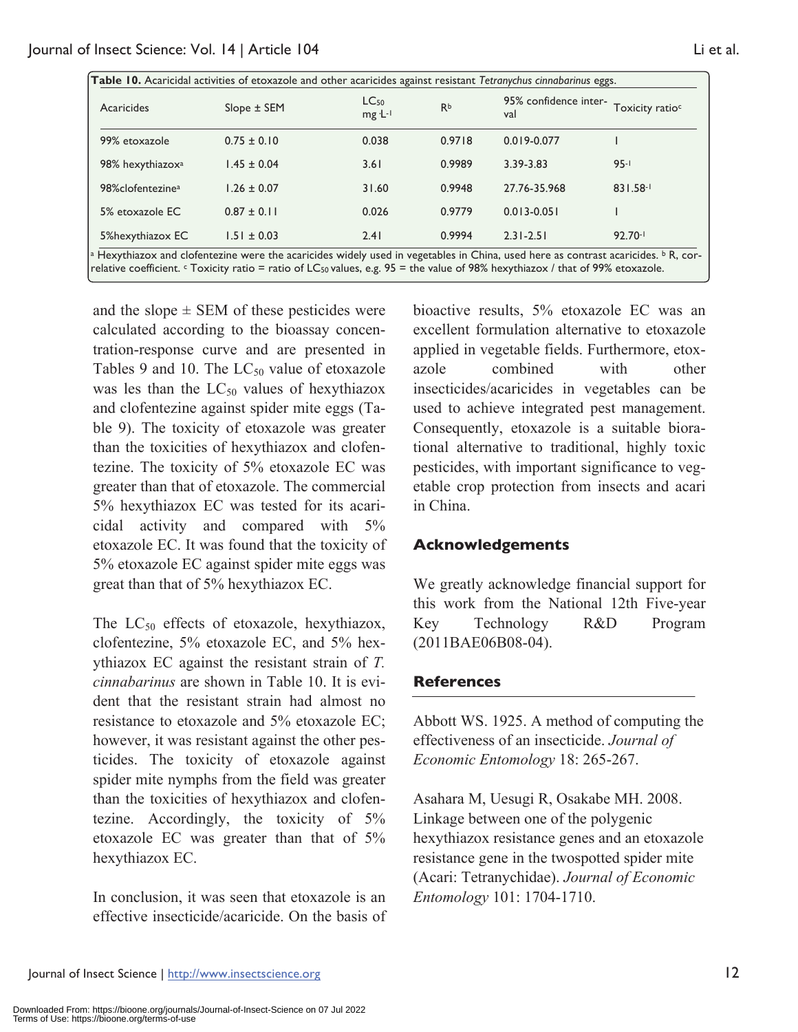**Table 10.** Acaricidal activities of etoxazole and other acaricides against resistant *Tetranychus cinnabarinus* eggs.

| Acaricides | Slope ± SEM | $LC_{50}$ mg·L$^{-1}$ | R[b] | 95% confidence interval | Toxicity ratio[c] |
|---|---|---|---|---|---|
| 99% etoxazole | 0.75 ± 0.10 | 0.038 | 0.9718 | 0.019-0.077 | 1 |
| 98% hexythiazox[a] | 1.45 ± 0.04 | 3.61 | 0.9989 | 3.39-3.83 | $95^{-1}$ |
| 98%clofentezine[a] | 1.26 ± 0.07 | 31.60 | 0.9948 | 27.76-35.968 | $831.58^{-1}$ |
| 5% etoxazole EC | 0.87 ± 0.11 | 0.026 | 0.9779 | 0.013-0.051 | 1 |
| 5%hexythiazox EC | 1.51 ± 0.03 | 2.41 | 0.9994 | 2.31-2.51 | $92.70^{-1}$ |

[a] Hexythiazox and clofentezine were the acaricides widely used in vegetables in China, used here as contrast acaricides. [b] R, correlative coefficient. [c] Toxicity ratio = ratio of $LC_{50}$ values, e.g. 95 = the value of 98% hexythiazox / that of 99% etoxazole.

and the slope ± SEM of these pesticides were calculated according to the bioassay concentration-response curve and are presented in Tables 9 and 10. The $LC_{50}$ value of etoxazole was les than the $LC_{50}$ values of hexythiazox and clofentezine against spider mite eggs (Table 9). The toxicity of etoxazole was greater than the toxicities of hexythiazox and clofentezine. The toxicity of 5% etoxazole EC was greater than that of etoxazole. The commercial 5% hexythiazox EC was tested for its acaricidal activity and compared with 5% etoxazole EC. It was found that the toxicity of 5% etoxazole EC against spider mite eggs was great than that of 5% hexythiazox EC.

The $LC_{50}$ effects of etoxazole, hexythiazox, clofentezine, 5% etoxazole EC, and 5% hexythiazox EC against the resistant strain of *T. cinnabarinus* are shown in Table 10. It is evident that the resistant strain had almost no resistance to etoxazole and 5% etoxazole EC; however, it was resistant against the other pesticides. The toxicity of etoxazole against spider mite nymphs from the field was greater than the toxicities of hexythiazox and clofentezine. Accordingly, the toxicity of 5% etoxazole EC was greater than that of 5% hexythiazox EC.

In conclusion, it was seen that etoxazole is an effective insecticide/acaricide. On the basis of bioactive results, 5% etoxazole EC was an excellent formulation alternative to etoxazole applied in vegetable fields. Furthermore, etoxazole combined with other insecticides/acaricides in vegetables can be used to achieve integrated pest management. Consequently, etoxazole is a suitable biorational alternative to traditional, highly toxic pesticides, with important significance to vegetable crop protection from insects and acari in China.

## Acknowledgements

We greatly acknowledge financial support for this work from the National 12th Five-year Key Technology R&D Program (2011BAE06B08-04).

## References

Abbott WS. 1925. A method of computing the effectiveness of an insecticide. *Journal of Economic Entomology* 18: 265-267.

Asahara M, Uesugi R, Osakabe MH. 2008. Linkage between one of the polygenic hexythiazox resistance genes and an etoxazole resistance gene in the twospotted spider mite (Acari: Tetranychidae). *Journal of Economic Entomology* 101: 1704-1710.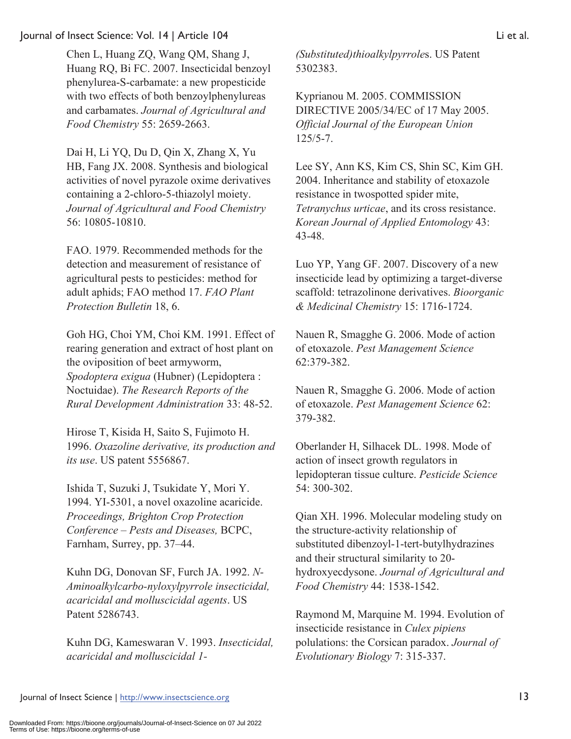Chen L, Huang ZQ, Wang QM, Shang J, Huang RQ, Bi FC. 2007. Insecticidal benzoyl phenylurea-S-carbamate: a new propesticide with two effects of both benzoylphenylureas and carbamates. *Journal of Agricultural and Food Chemistry* 55: 2659-2663.

Dai H, Li YQ, Du D, Qin X, Zhang X, Yu HB, Fang JX. 2008. Synthesis and biological activities of novel pyrazole oxime derivatives containing a 2-chloro-5-thiazolyl moiety. *Journal of Agricultural and Food Chemistry* 56: 10805-10810.

FAO. 1979. Recommended methods for the detection and measurement of resistance of agricultural pests to pesticides: method for adult aphids; FAO method 17. *FAO Plant Protection Bulletin* 18, 6.

Goh HG, Choi YM, Choi KM. 1991. Effect of rearing generation and extract of host plant on the oviposition of beet armyworm, *Spodoptera exigua* (Hubner) (Lepidoptera : Noctuidae). *The Research Reports of the Rural Development Administration* 33: 48-52.

Hirose T, Kisida H, Saito S, Fujimoto H. 1996. *Oxazoline derivative, its production and its use*. US patent 5556867.

Ishida T, Suzuki J, Tsukidate Y, Mori Y. 1994. YI-5301, a novel oxazoline acaricide. *Proceedings, Brighton Crop Protection Conference – Pests and Diseases,* BCPC, Farnham, Surrey, pp. 37–44.

Kuhn DG, Donovan SF, Furch JA. 1992. *N-Aminoalkylcarbo-nyloxylpyrrole insecticidal, acaricidal and molluscicidal agents*. US Patent 5286743.

Kuhn DG, Kameswaran V. 1993. *Insecticidal, acaricidal and molluscicidal 1-(Substituted)thioalkylpyrrole*s. US Patent 5302383.

Kyprianou M. 2005. COMMISSION DIRECTIVE 2005/34/EC of 17 May 2005. *Official Journal of the European Union* 125/5-7.

Lee SY, Ann KS, Kim CS, Shin SC, Kim GH. 2004. Inheritance and stability of etoxazole resistance in twospotted spider mite, *Tetranychus urticae*, and its cross resistance. *Korean Journal of Applied Entomology* 43: 43-48.

Luo YP, Yang GF. 2007. Discovery of a new insecticide lead by optimizing a target-diverse scaffold: tetrazolinone derivatives. *Bioorganic & Medicinal Chemistry* 15: 1716-1724.

Nauen R, Smagghe G. 2006. Mode of action of etoxazole. *Pest Management Science* 62:379-382.

Nauen R, Smagghe G. 2006. Mode of action of etoxazole. *Pest Management Science* 62: 379-382.

Oberlander H, Silhacek DL. 1998. Mode of action of insect growth regulators in lepidopteran tissue culture. *Pesticide Science* 54: 300-302.

Qian XH. 1996. Molecular modeling study on the structure-activity relationship of substituted dibenzoyl-1-tert-butylhydrazines and their structural similarity to 20-hydroxyecdysone. *Journal of Agricultural and Food Chemistry* 44: 1538-1542.

Raymond M, Marquine M. 1994. Evolution of insecticide resistance in *Culex pipiens* polulations: the Corsican paradox. *Journal of Evolutionary Biology* 7: 315-337.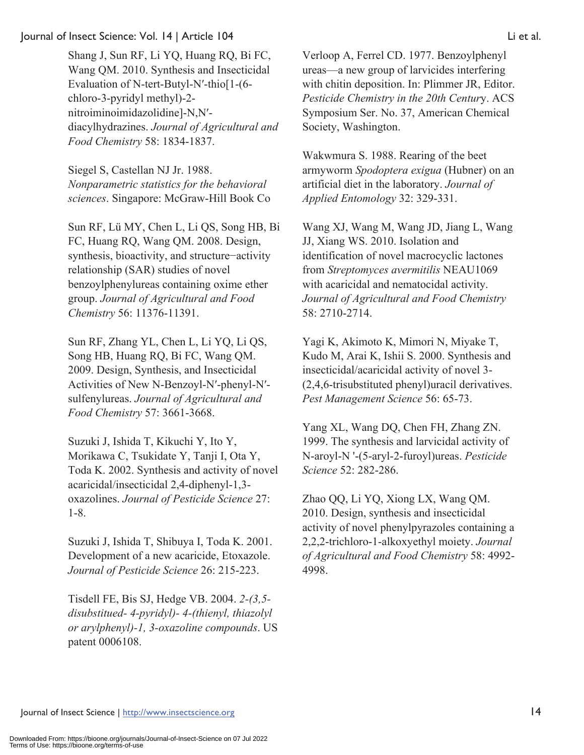Shang J, Sun RF, Li YQ, Huang RQ, Bi FC, Wang QM. 2010. Synthesis and Insecticidal Evaluation of N-tert-Butyl-N′-thio[1-(6-chloro-3-pyridyl methyl)-2-nitroiminoimidazolidine]-N,N′-diacylhydrazines. *Journal of Agricultural and Food Chemistry* 58: 1834-1837.

Siegel S, Castellan NJ Jr. 1988. *Nonparametric statistics for the behavioral sciences*. Singapore: McGraw-Hill Book Co

Sun RF, Lü MY, Chen L, Li QS, Song HB, Bi FC, Huang RQ, Wang QM. 2008. Design, synthesis, bioactivity, and structure−activity relationship (SAR) studies of novel benzoylphenylureas containing oxime ether group. *Journal of Agricultural and Food Chemistry* 56: 11376-11391.

Sun RF, Zhang YL, Chen L, Li YQ, Li QS, Song HB, Huang RQ, Bi FC, Wang QM. 2009. Design, Synthesis, and Insecticidal Activities of New N-Benzoyl-N′-phenyl-N′-sulfenylureas. *Journal of Agricultural and Food Chemistry* 57: 3661-3668.

Suzuki J, Ishida T, Kikuchi Y, Ito Y, Morikawa C, Tsukidate Y, Tanji I, Ota Y, Toda K. 2002. Synthesis and activity of novel acaricidal/insecticidal 2,4-diphenyl-1,3-oxazolines. *Journal of Pesticide Science* 27: 1-8.

Suzuki J, Ishida T, Shibuya I, Toda K. 2001. Development of a new acaricide, Etoxazole. *Journal of Pesticide Science* 26: 215-223.

Tisdell FE, Bis SJ, Hedge VB. 2004. *2-(3,5-disubstitued- 4-pyridyl)- 4-(thienyl, thiazolyl or arylphenyl)-1, 3-oxazoline compounds*. US patent 0006108.

Verloop A, Ferrel CD. 1977. Benzoylphenyl ureas—a new group of larvicides interfering with chitin deposition. In: Plimmer JR, Editor. *Pesticide Chemistry in the 20th Century*. ACS Symposium Ser. No. 37, American Chemical Society, Washington.

Wakwmura S. 1988. Rearing of the beet armyworm *Spodoptera exigua* (Hubner) on an artificial diet in the laboratory. *Journal of Applied Entomology* 32: 329-331.

Wang XJ, Wang M, Wang JD, Jiang L, Wang JJ, Xiang WS. 2010. Isolation and identification of novel macrocyclic lactones from *Streptomyces avermitilis* NEAU1069 with acaricidal and nematocidal activity. *Journal of Agricultural and Food Chemistry* 58: 2710-2714.

Yagi K, Akimoto K, Mimori N, Miyake T, Kudo M, Arai K, Ishii S. 2000. Synthesis and insecticidal/acaricidal activity of novel 3-(2,4,6-trisubstituted phenyl)uracil derivatives. *Pest Management Science* 56: 65-73.

Yang XL, Wang DQ, Chen FH, Zhang ZN. 1999. The synthesis and larvicidal activity of N-aroyl-N '-(5-aryl-2-furoyl)ureas. *Pesticide Science* 52: 282-286.

Zhao QQ, Li YQ, Xiong LX, Wang QM. 2010. Design, synthesis and insecticidal activity of novel phenylpyrazoles containing a 2,2,2-trichloro-1-alkoxyethyl moiety. *Journal of Agricultural and Food Chemistry* 58: 4992-4998.